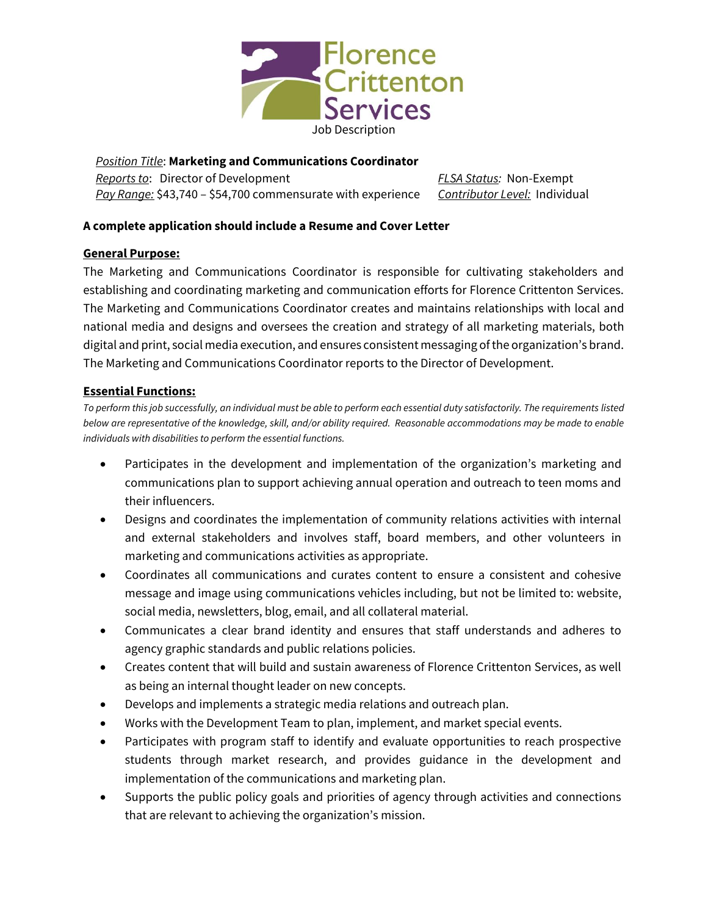Florence Crittenton Services

Job Description

*Position Title*: **Marketing and Communications Coordinator**
*Reports to*: Director of Development
*Pay Range:* $43,740 – $54,700 commensurate with experience
*FLSA Status:* Non-Exempt
*Contributor Level:* Individual

**A complete application should include a Resume and Cover Letter**

## General Purpose:

The Marketing and Communications Coordinator is responsible for cultivating stakeholders and establishing and coordinating marketing and communication efforts for Florence Crittenton Services. The Marketing and Communications Coordinator creates and maintains relationships with local and national media and designs and oversees the creation and strategy of all marketing materials, both digital and print, social media execution, and ensures consistent messaging of the organization's brand. The Marketing and Communications Coordinator reports to the Director of Development.

## Essential Functions:

*To perform this job successfully, an individual must be able to perform each essential duty satisfactorily. The requirements listed below are representative of the knowledge, skill, and/or ability required. Reasonable accommodations may be made to enable individuals with disabilities to perform the essential functions.*

- Participates in the development and implementation of the organization's marketing and communications plan to support achieving annual operation and outreach to teen moms and their influencers.
- Designs and coordinates the implementation of community relations activities with internal and external stakeholders and involves staff, board members, and other volunteers in marketing and communications activities as appropriate.
- Coordinates all communications and curates content to ensure a consistent and cohesive message and image using communications vehicles including, but not be limited to: website, social media, newsletters, blog, email, and all collateral material.
- Communicates a clear brand identity and ensures that staff understands and adheres to agency graphic standards and public relations policies.
- Creates content that will build and sustain awareness of Florence Crittenton Services, as well as being an internal thought leader on new concepts.
- Develops and implements a strategic media relations and outreach plan.
- Works with the Development Team to plan, implement, and market special events.
- Participates with program staff to identify and evaluate opportunities to reach prospective students through market research, and provides guidance in the development and implementation of the communications and marketing plan.
- Supports the public policy goals and priorities of agency through activities and connections that are relevant to achieving the organization's mission.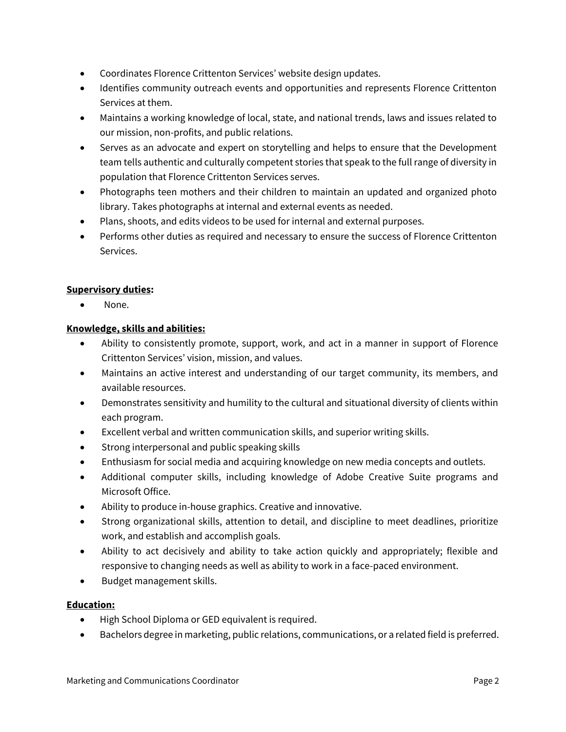- Coordinates Florence Crittenton Services' website design updates.
- Identifies community outreach events and opportunities and represents Florence Crittenton Services at them.
- Maintains a working knowledge of local, state, and national trends, laws and issues related to our mission, non-profits, and public relations.
- Serves as an advocate and expert on storytelling and helps to ensure that the Development team tells authentic and culturally competent stories that speak to the full range of diversity in population that Florence Crittenton Services serves.
- Photographs teen mothers and their children to maintain an updated and organized photo library. Takes photographs at internal and external events as needed.
- Plans, shoots, and edits videos to be used for internal and external purposes.
- Performs other duties as required and necessary to ensure the success of Florence Crittenton Services.

**Supervisory duties:**

- None.

**Knowledge, skills and abilities:**

- Ability to consistently promote, support, work, and act in a manner in support of Florence Crittenton Services' vision, mission, and values.
- Maintains an active interest and understanding of our target community, its members, and available resources.
- Demonstrates sensitivity and humility to the cultural and situational diversity of clients within each program.
- Excellent verbal and written communication skills, and superior writing skills.
- Strong interpersonal and public speaking skills
- Enthusiasm for social media and acquiring knowledge on new media concepts and outlets.
- Additional computer skills, including knowledge of Adobe Creative Suite programs and Microsoft Office.
- Ability to produce in-house graphics. Creative and innovative.
- Strong organizational skills, attention to detail, and discipline to meet deadlines, prioritize work, and establish and accomplish goals.
- Ability to act decisively and ability to take action quickly and appropriately; flexible and responsive to changing needs as well as ability to work in a face-paced environment.
- Budget management skills.

**Education:**

- High School Diploma or GED equivalent is required.
- Bachelors degree in marketing, public relations, communications, or a related field is preferred.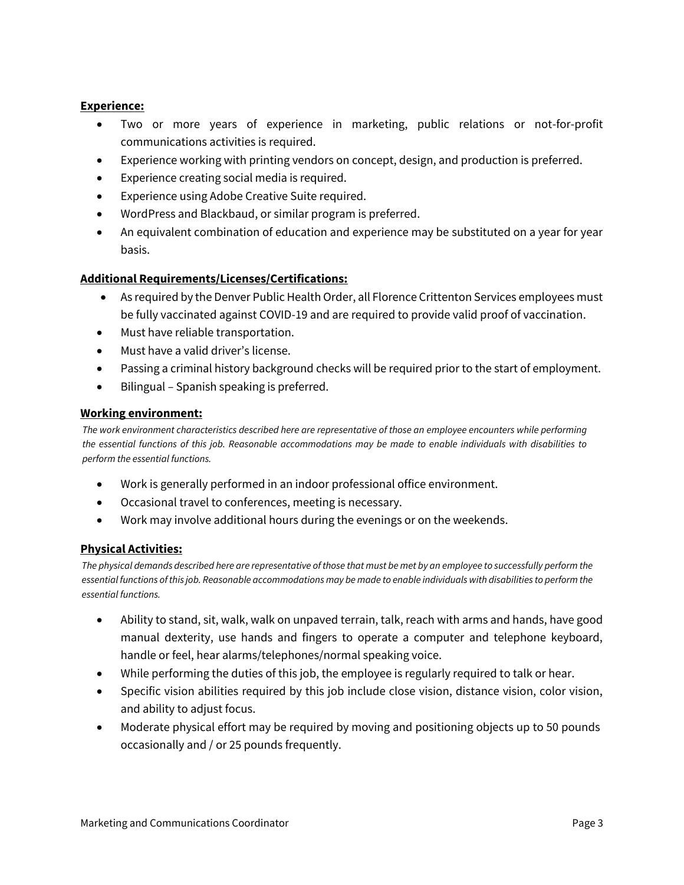**Experience:**

- Two or more years of experience in marketing, public relations or not-for-profit communications activities is required.
- Experience working with printing vendors on concept, design, and production is preferred.
- Experience creating social media is required.
- Experience using Adobe Creative Suite required.
- WordPress and Blackbaud, or similar program is preferred.
- An equivalent combination of education and experience may be substituted on a year for year basis.

**Additional Requirements/Licenses/Certifications:**

- As required by the Denver Public Health Order, all Florence Crittenton Services employees must be fully vaccinated against COVID-19 and are required to provide valid proof of vaccination.
- Must have reliable transportation.
- Must have a valid driver's license.
- Passing a criminal history background checks will be required prior to the start of employment.
- Bilingual – Spanish speaking is preferred.

**Working environment:**

*The work environment characteristics described here are representative of those an employee encounters while performing the essential functions of this job. Reasonable accommodations may be made to enable individuals with disabilities to perform the essential functions.*

- Work is generally performed in an indoor professional office environment.
- Occasional travel to conferences, meeting is necessary.
- Work may involve additional hours during the evenings or on the weekends.

**Physical Activities:**

*The physical demands described here are representative of those that must be met by an employee to successfully perform the essential functions of this job. Reasonable accommodations may be made to enable individuals with disabilities to perform the essential functions.*

- Ability to stand, sit, walk, walk on unpaved terrain, talk, reach with arms and hands, have good manual dexterity, use hands and fingers to operate a computer and telephone keyboard, handle or feel, hear alarms/telephones/normal speaking voice.
- While performing the duties of this job, the employee is regularly required to talk or hear.
- Specific vision abilities required by this job include close vision, distance vision, color vision, and ability to adjust focus.
- Moderate physical effort may be required by moving and positioning objects up to 50 pounds occasionally and / or 25 pounds frequently.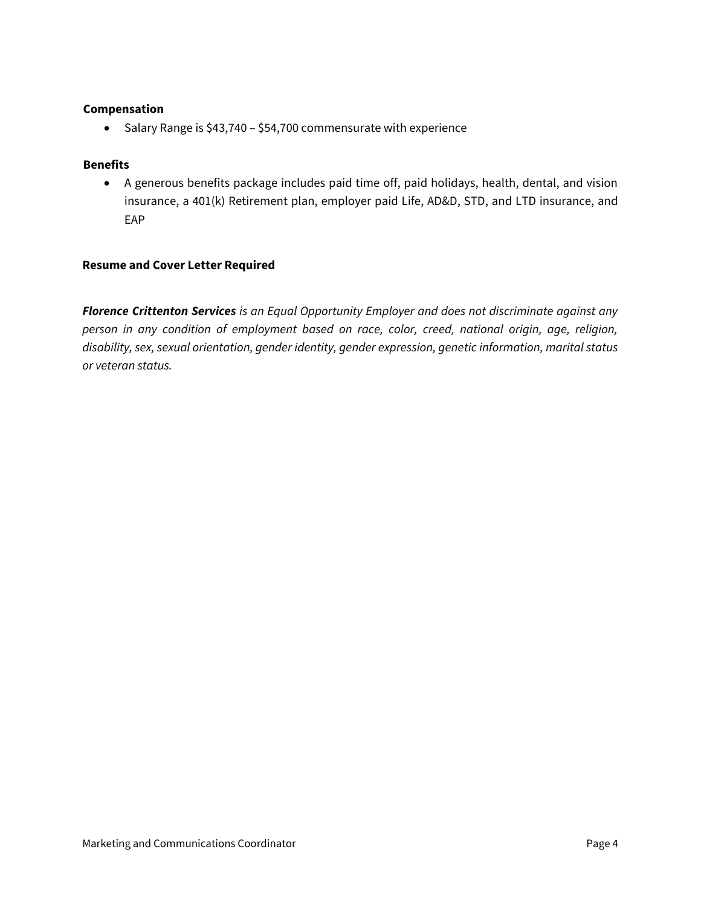**Compensation**

- Salary Range is $43,740 – $54,700 commensurate with experience

**Benefits**

- A generous benefits package includes paid time off, paid holidays, health, dental, and vision insurance, a 401(k) Retirement plan, employer paid Life, AD&D, STD, and LTD insurance, and EAP

**Resume and Cover Letter Required**

***Florence Crittenton Services*** *is an Equal Opportunity Employer and does not discriminate against any person in any condition of employment based on race, color, creed, national origin, age, religion, disability, sex, sexual orientation, gender identity, gender expression, genetic information, marital status or veteran status.*